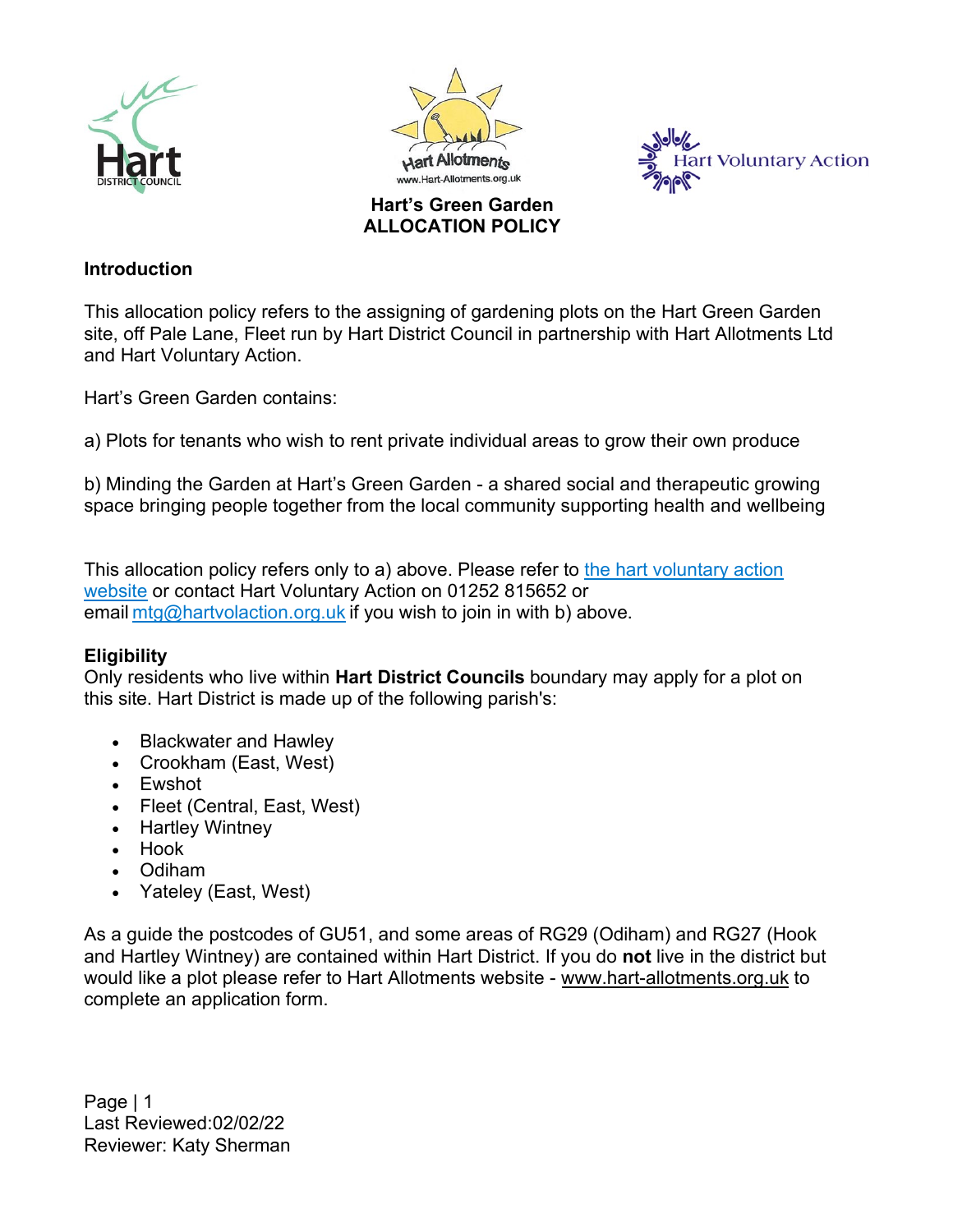# Hart's Green Garden ALLOCATION POLICY

## Introduction

This allocation policy refers to the assigning of gardening plots on the Hart Green Garden site, off Pale Lane, Fleet run by Hart District Council in partnership with Hart Allotments Ltd and Hart Voluntary Action.

Hart's Green Garden contains:

a) Plots for tenants who wish to rent private individual areas to grow their own produce

b) Minding the Garden at Hart's Green Garden - a shared social and therapeutic growing space bringing people together from the local community supporting health and wellbeing

This allocation policy refers only to a) above. Please refer to the hart voluntary action website or contact Hart Voluntary Action on 01252 815652 or email mtg@hartvolaction.org.uk if you wish to join in with b) above.

## Eligibility

Only residents who live within **Hart District Councils** boundary may apply for a plot on this site. Hart District is made up of the following parish's:

- Blackwater and Hawley
- Crookham (East, West)
- Ewshot
- Fleet (Central, East, West)
- Hartley Wintney
- Hook
- Odiham
- Yateley (East, West)

As a guide the postcodes of GU51, and some areas of RG29 (Odiham) and RG27 (Hook and Hartley Wintney) are contained within Hart District. If you do **not** live in the district but would like a plot please refer to Hart Allotments website - www.hart-allotments.org.uk to complete an application form.

Last Reviewed:02/02/22
Reviewer: Katy Sherman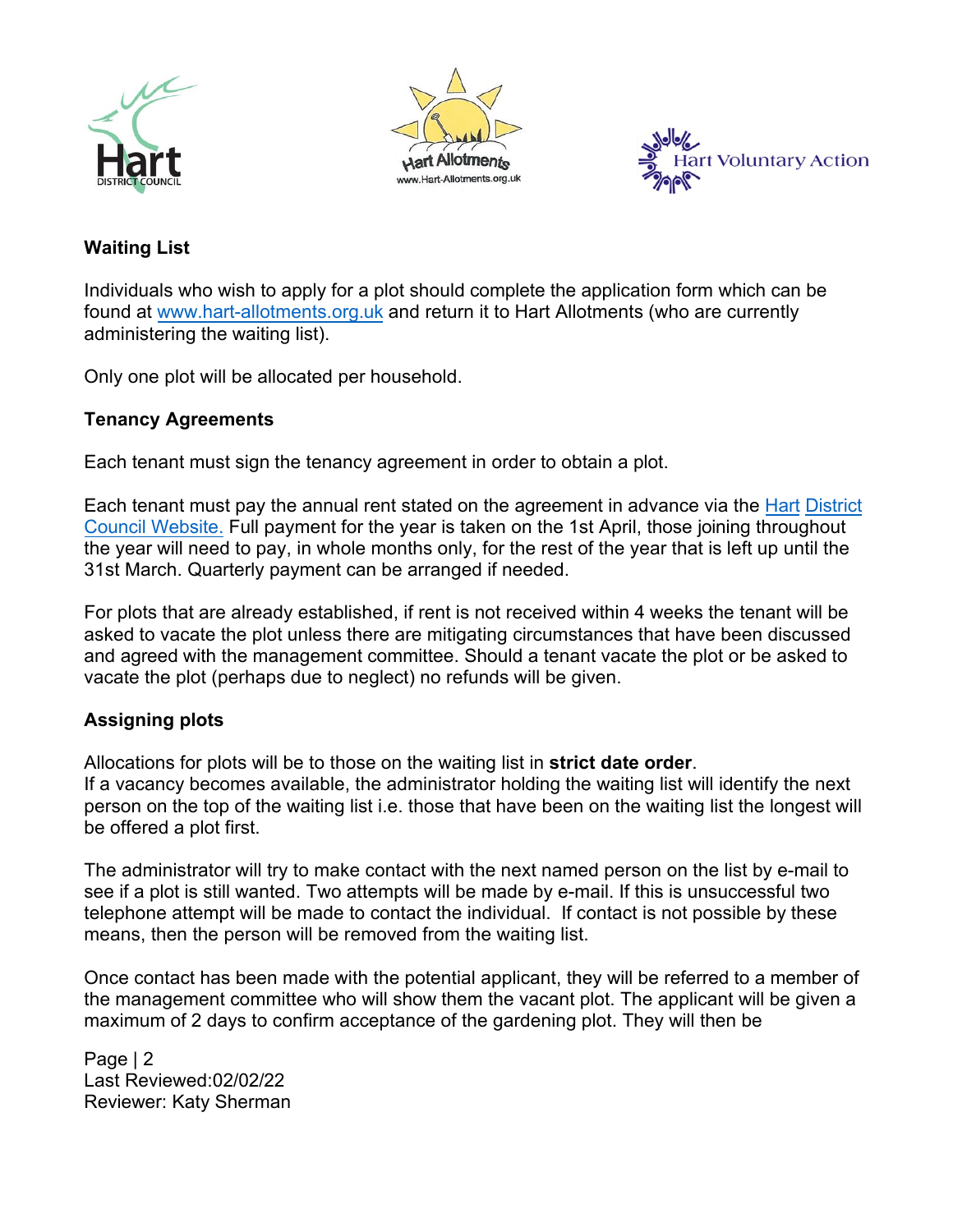## Waiting List

Individuals who wish to apply for a plot should complete the application form which can be found at www.hart-allotments.org.uk and return it to Hart Allotments (who are currently administering the waiting list).

Only one plot will be allocated per household.

## Tenancy Agreements

Each tenant must sign the tenancy agreement in order to obtain a plot.

Each tenant must pay the annual rent stated on the agreement in advance via the Hart District Council Website. Full payment for the year is taken on the 1st April, those joining throughout the year will need to pay, in whole months only, for the rest of the year that is left up until the 31st March. Quarterly payment can be arranged if needed.

For plots that are already established, if rent is not received within 4 weeks the tenant will be asked to vacate the plot unless there are mitigating circumstances that have been discussed and agreed with the management committee. Should a tenant vacate the plot or be asked to vacate the plot (perhaps due to neglect) no refunds will be given.

## Assigning plots

Allocations for plots will be to those on the waiting list in **strict date order**.
If a vacancy becomes available, the administrator holding the waiting list will identify the next person on the top of the waiting list i.e. those that have been on the waiting list the longest will be offered a plot first.

The administrator will try to make contact with the next named person on the list by e-mail to see if a plot is still wanted. Two attempts will be made by e-mail. If this is unsuccessful two telephone attempt will be made to contact the individual. If contact is not possible by these means, then the person will be removed from the waiting list.

Once contact has been made with the potential applicant, they will be referred to a member of the management committee who will show them the vacant plot. The applicant will be given a maximum of 2 days to confirm acceptance of the gardening plot. They will then be

Last Reviewed:02/02/22
Reviewer: Katy Sherman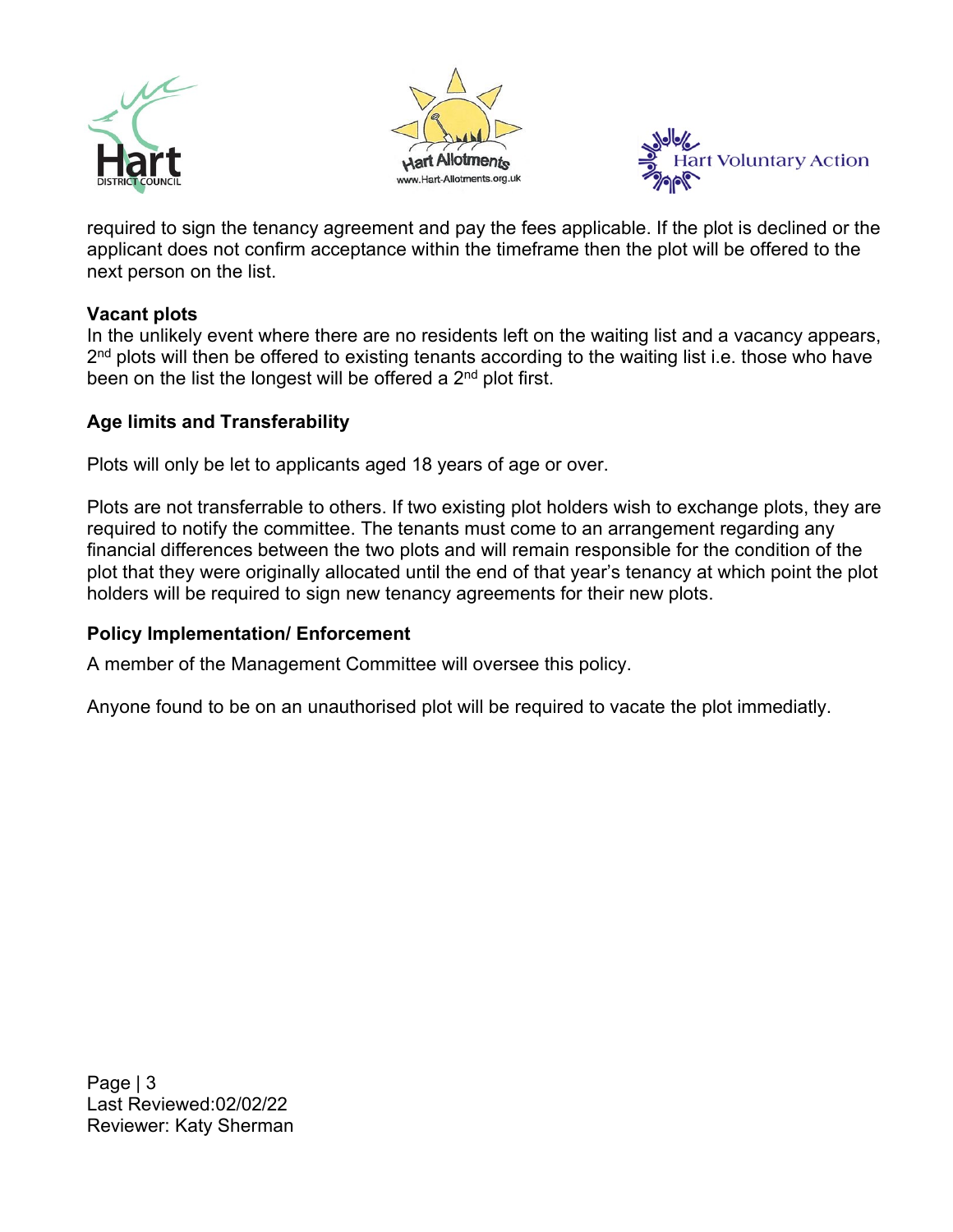required to sign the tenancy agreement and pay the fees applicable. If the plot is declined or the applicant does not confirm acceptance within the timeframe then the plot will be offered to the next person on the list.

**Vacant plots**

In the unlikely event where there are no residents left on the waiting list and a vacancy appears, 2nd plots will then be offered to existing tenants according to the waiting list i.e. those who have been on the list the longest will be offered a 2nd plot first.

**Age limits and Transferability**

Plots will only be let to applicants aged 18 years of age or over.

Plots are not transferrable to others. If two existing plot holders wish to exchange plots, they are required to notify the committee. The tenants must come to an arrangement regarding any financial differences between the two plots and will remain responsible for the condition of the plot that they were originally allocated until the end of that year's tenancy at which point the plot holders will be required to sign new tenancy agreements for their new plots.

**Policy Implementation/ Enforcement**

A member of the Management Committee will oversee this policy.

Anyone found to be on an unauthorised plot will be required to vacate the plot immediatly.

Last Reviewed:02/02/22
Reviewer: Katy Sherman